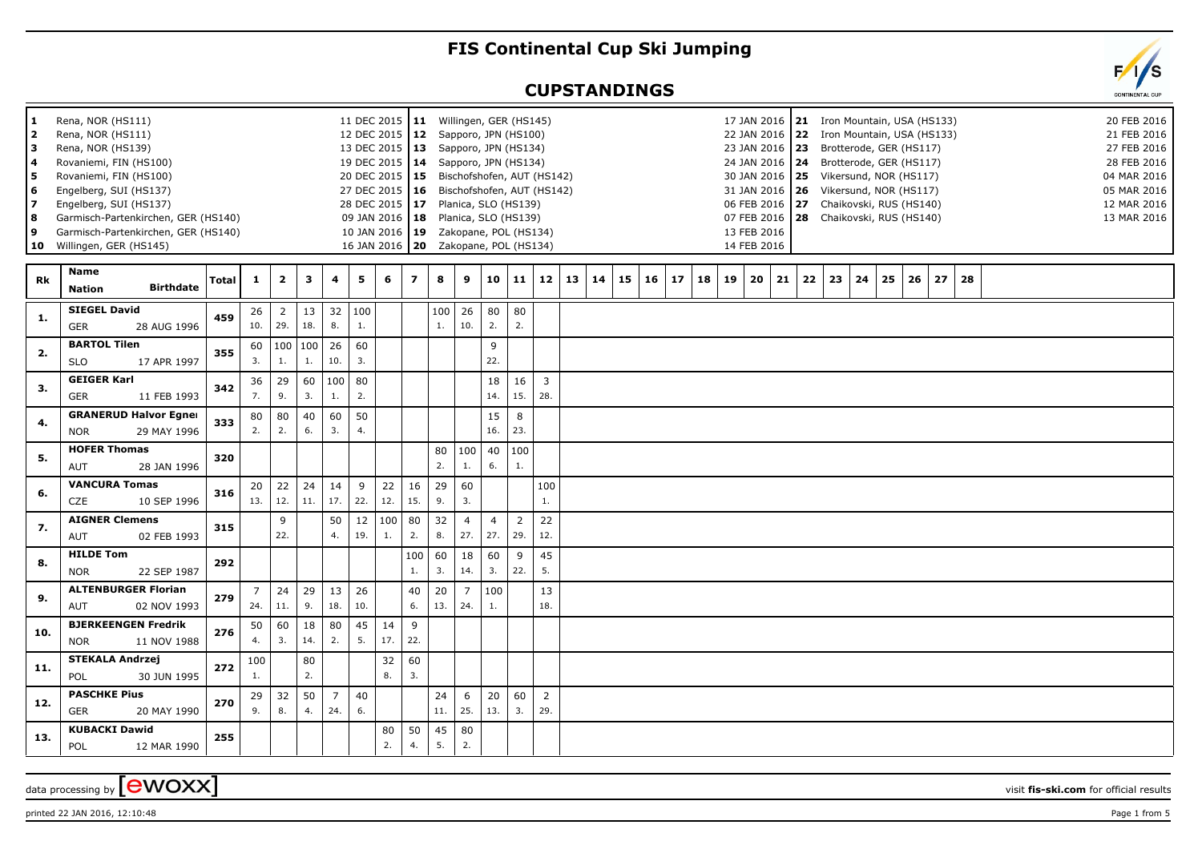# FIS Continental Cup Ski Jumping

## CUPSTANDINGS

| # | Venue | Date | # | Venue | Date | # | Venue | Date |
|---|---|---|---|---|---|---|---|---|
| 1 | Rena, NOR (HS111) | 11 DEC 2015 | 11 | Willingen, GER (HS145) | 17 JAN 2016 | 21 | Iron Mountain, USA (HS133) | 20 FEB 2016 |
| 2 | Rena, NOR (HS111) | 12 DEC 2015 | 12 | Sapporo, JPN (HS100) | 22 JAN 2016 | 22 | Iron Mountain, USA (HS133) | 21 FEB 2016 |
| 3 | Rena, NOR (HS139) | 13 DEC 2015 | 13 | Sapporo, JPN (HS134) | 23 JAN 2016 | 23 | Brotterode, GER (HS117) | 27 FEB 2016 |
| 4 | Rovaniemi, FIN (HS100) | 19 DEC 2015 | 14 | Sapporo, JPN (HS134) | 24 JAN 2016 | 24 | Brotterode, GER (HS117) | 28 FEB 2016 |
| 5 | Rovaniemi, FIN (HS100) | 20 DEC 2015 | 15 | Bischofshofen, AUT (HS142) | 30 JAN 2016 | 25 | Vikersund, NOR (HS117) | 04 MAR 2016 |
| 6 | Engelberg, SUI (HS137) | 27 DEC 2015 | 16 | Bischofshofen, AUT (HS142) | 31 JAN 2016 | 26 | Vikersund, NOR (HS117) | 05 MAR 2016 |
| 7 | Engelberg, SUI (HS137) | 28 DEC 2015 | 17 | Planica, SLO (HS139) | 06 FEB 2016 | 27 | Chaikovski, RUS (HS140) | 12 MAR 2016 |
| 8 | Garmisch-Partenkirchen, GER (HS140) | 09 JAN 2016 | 18 | Planica, SLO (HS139) | 07 FEB 2016 | 28 | Chaikovski, RUS (HS140) | 13 MAR 2016 |
| 9 | Garmisch-Partenkirchen, GER (HS140) | 10 JAN 2016 | 19 | Zakopane, POL (HS134) | 13 FEB 2016 | | | |
| 10 | Willingen, GER (HS145) | 16 JAN 2016 | 20 | Zakopane, POL (HS134) | 14 FEB 2016 | | | |

| Rk | Name / Nation / Birthdate | Total | 1 | 2 | 3 | 4 | 5 | 6 | 7 | 8 | 9 | 10 | 11 | 12 | 13 | 14 | 15 | 16 | 17 | 18 | 19 | 20 | 21 | 22 | 23 | 24 | 25 | 26 | 27 | 28 |
|---|---|---|---|---|---|---|---|---|---|---|---|---|---|---|---|---|---|---|---|---|---|---|---|---|---|---|---|---|---|---|
| 1. | SIEGEL David, GER, 28 AUG 1996 | 459 | 26 (10.) | 2 (29.) | 13 (18.) | 32 (8.) | 100 (1.) | | | 100 (1.) | 26 (10.) | 80 (2.) | 80 (2.) | | | | | | | | | | | | | | | | | |
| 2. | BARTOL Tilen, SLO, 17 APR 1997 | 355 | 60 (3.) | 100 (1.) | 100 (1.) | 26 (10.) | 60 (3.) | | | | | 9 (22.) | | | | | | | | | | | | | | | | | | |
| 3. | GEIGER Karl, GER, 11 FEB 1993 | 342 | 36 (7.) | 29 (9.) | 60 (3.) | 100 (1.) | 80 (2.) | | | | | 18 (14.) | 16 (15.) | 3 (28.) | | | | | | | | | | | | | | | | |
| 4. | GRANERUD Halvor Egner, NOR, 29 MAY 1996 | 333 | 80 (2.) | 80 (2.) | 40 (6.) | 60 (3.) | 50 (4.) | | | | | 15 (16.) | 8 (23.) | | | | | | | | | | | | | | | | | |
| 5. | HOFER Thomas, AUT, 28 JAN 1996 | 320 | | | | | | | | 80 (2.) | 100 (1.) | 40 (6.) | 100 (1.) | | | | | | | | | | | | | | | | | |
| 6. | VANCURA Tomas, CZE, 10 SEP 1996 | 316 | 20 (13.) | 22 (12.) | 24 (11.) | 14 (17.) | 9 (22.) | 22 (12.) | 16 (15.) | 29 (9.) | 60 (3.) | | | 100 (1.) | | | | | | | | | | | | | | | | |
| 7. | AIGNER Clemens, AUT, 02 FEB 1993 | 315 | | 9 (22.) | | 50 (4.) | 12 (19.) | 100 (1.) | 80 (2.) | 32 (8.) | 4 (27.) | 4 (27.) | 2 (29.) | 22 (12.) | | | | | | | | | | | | | | | | |
| 8. | HILDE Tom, NOR, 22 SEP 1987 | 292 | | | | | | | 100 (1.) | 60 (3.) | 18 (14.) | 60 (3.) | 9 (22.) | 45 (5.) | | | | | | | | | | | | | | | | |
| 9. | ALTENBURGER Florian, AUT, 02 NOV 1993 | 279 | 7 (24.) | 24 (11.) | 29 (9.) | 13 (18.) | 26 (10.) | | 40 (6.) | 20 (13.) | 7 (24.) | 100 (1.) | | 13 (18.) | | | | | | | | | | | | | | | | |
| 10. | BJERKEENGEN Fredrik, NOR, 11 NOV 1988 | 276 | 50 (4.) | 60 (3.) | 18 (14.) | 80 (2.) | 45 (5.) | 14 (17.) | 9 (22.) | | | | | | | | | | | | | | | | | | | | | |
| 11. | STEKALA Andrzej, POL, 30 JUN 1995 | 272 | 100 (1.) | | 80 (2.) | | | 32 (8.) | 60 (3.) | | | | | | | | | | | | | | | | | | | | | |
| 12. | PASCHKE Pius, GER, 20 MAY 1990 | 270 | 29 (9.) | 32 (8.) | 50 (4.) | 7 (24.) | 40 (6.) | | | 24 (11.) | 6 (25.) | 20 (13.) | 60 (3.) | 2 (29.) | | | | | | | | | | | | | | | | |
| 13. | KUBACKI Dawid, POL, 12 MAR 1990 | 255 | | | | | | 80 (2.) | 50 (4.) | 45 (5.) | 80 (2.) | | | | | | | | | | | | | | | | | | | |

data processing by [ewoxx]

visit fis-ski.com for official results

printed 22 JAN 2016, 12:10:48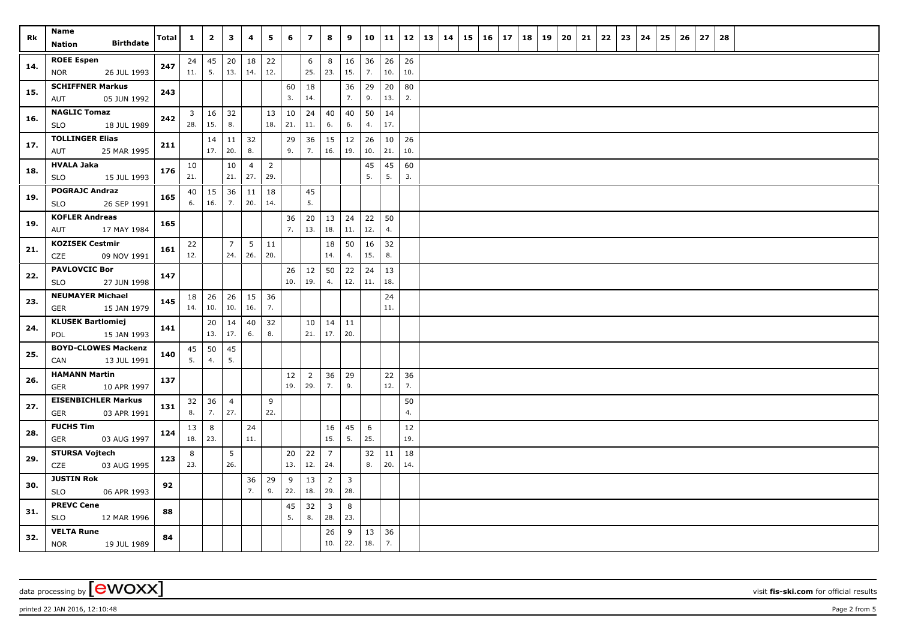| Rk | Name Nation Birthdate | Total | 1 | 2 | 3 | 4 | 5 | 6 | 7 | 8 | 9 | 10 | 11 | 12 | 13 | 14 | 15 | 16 | 17 | 18 | 19 | 20 | 21 | 22 | 23 | 24 | 25 | 26 | 27 | 28 |
|---|---|---|---|---|---|---|---|---|---|---|---|---|---|---|---|---|---|---|---|---|---|---|---|---|---|---|---|---|---|---|
| 14. | ROEE Espen NOR 26 JUL 1993 | 247 | 24 11. | 45 5. | 20 13. | 18 14. | 22 12. | | 6 25. | 8 23. | 16 15. | 36 7. | 26 10. | 26 10. | | | | | | | | | | | | | | | | |
| 15. | SCHIFFNER Markus AUT 05 JUN 1992 | 243 | | | | | | 60 3. | 18 14. | | 36 7. | 29 9. | 20 13. | 80 2. | | | | | | | | | | | | | | | | |
| 16. | NAGLIC Tomaz SLO 18 JUL 1989 | 242 | 3 28. | 16 15. | 32 8. | | 13 18. | 10 21. | 24 11. | 40 6. | 40 6. | 50 4. | 14 17. | | | | | | | | | | | | | | | | | |
| 17. | TOLLINGER Elias AUT 25 MAR 1995 | 211 | | 14 17. | 11 20. | 32 8. | | 29 9. | 36 7. | 15 16. | 12 19. | 26 10. | 10 21. | 26 10. | | | | | | | | | | | | | | | | |
| 18. | HVALA Jaka SLO 15 JUL 1993 | 176 | 10 21. | | 10 21. | 4 27. | 2 29. | | | | | 45 5. | 45 5. | 60 3. | | | | | | | | | | | | | | | | |
| 19. | POGRAJC Andraz SLO 26 SEP 1991 | 165 | 40 6. | 15 16. | 36 7. | 11 20. | 18 14. | | 45 5. | | | | | | | | | | | | | | | | | | | | | |
| 19. | KOFLER Andreas AUT 17 MAY 1984 | 165 | | | | | | 36 7. | 20 13. | 13 18. | 24 11. | 22 12. | 50 4. | | | | | | | | | | | | | | | | | |
| 21. | KOZISEK Cestmir CZE 09 NOV 1991 | 161 | 22 12. | | 7 24. | 5 26. | 11 20. | | | 18 14. | 50 4. | 16 15. | 32 8. | | | | | | | | | | | | | | | | | |
| 22. | PAVLOVCIC Bor SLO 27 JUN 1998 | 147 | | | | | | 26 10. | 12 19. | 50 4. | 22 12. | 24 11. | 13 18. | | | | | | | | | | | | | | | | | |
| 23. | NEUMAYER Michael GER 15 JAN 1979 | 145 | 18 14. | 26 10. | 26 10. | 15 16. | 36 7. | | | | | | 24 11. | | | | | | | | | | | | | | | | | |
| 24. | KLUSEK Bartlomiej POL 15 JAN 1993 | 141 | | 20 13. | 14 17. | 40 6. | 32 8. | | 10 21. | 14 17. | 11 20. | | | | | | | | | | | | | | | | | | | |
| 25. | BOYD-CLOWES Mackenz CAN 13 JUL 1991 | 140 | 45 5. | 50 4. | 45 5. | | | | | | | | | | | | | | | | | | | | | | | | | |
| 26. | HAMANN Martin GER 10 APR 1997 | 137 | | | | | | 12 19. | 2 29. | 36 7. | 29 9. | | 22 12. | 36 7. | | | | | | | | | | | | | | | | |
| 27. | EISENBICHLER Markus GER 03 APR 1991 | 131 | 32 8. | 36 7. | 4 27. | | 9 22. | | | | | | | 50 4. | | | | | | | | | | | | | | | | |
| 28. | FUCHS Tim GER 03 AUG 1997 | 124 | 13 18. | 8 23. | | 24 11. | | | | 16 15. | 45 5. | 6 25. | | 12 19. | | | | | | | | | | | | | | | | |
| 29. | STURSA Vojtech CZE 03 AUG 1995 | 123 | 8 23. | | 5 26. | | | 20 13. | 22 12. | 7 24. | | 32 8. | 11 20. | 18 14. | | | | | | | | | | | | | | | | |
| 30. | JUSTIN Rok SLO 06 APR 1993 | 92 | | | | 36 7. | 29 9. | 9 22. | 13 18. | 2 29. | 3 28. | | | | | | | | | | | | | | | | | | | |
| 31. | PREVC Cene SLO 12 MAR 1996 | 88 | | | | | | 45 5. | 32 8. | 3 28. | 8 23. | | | | | | | | | | | | | | | | | | | |
| 32. | VELTA Rune NOR 19 JUL 1989 | 84 | | | | | | | | 26 10. | 9 22. | 13 18. | 36 7. | | | | | | | | | | | | | | | | | |

data processing by [ewoxx] visit fis-ski.com for official results

printed 22 JAN 2016, 12:10:48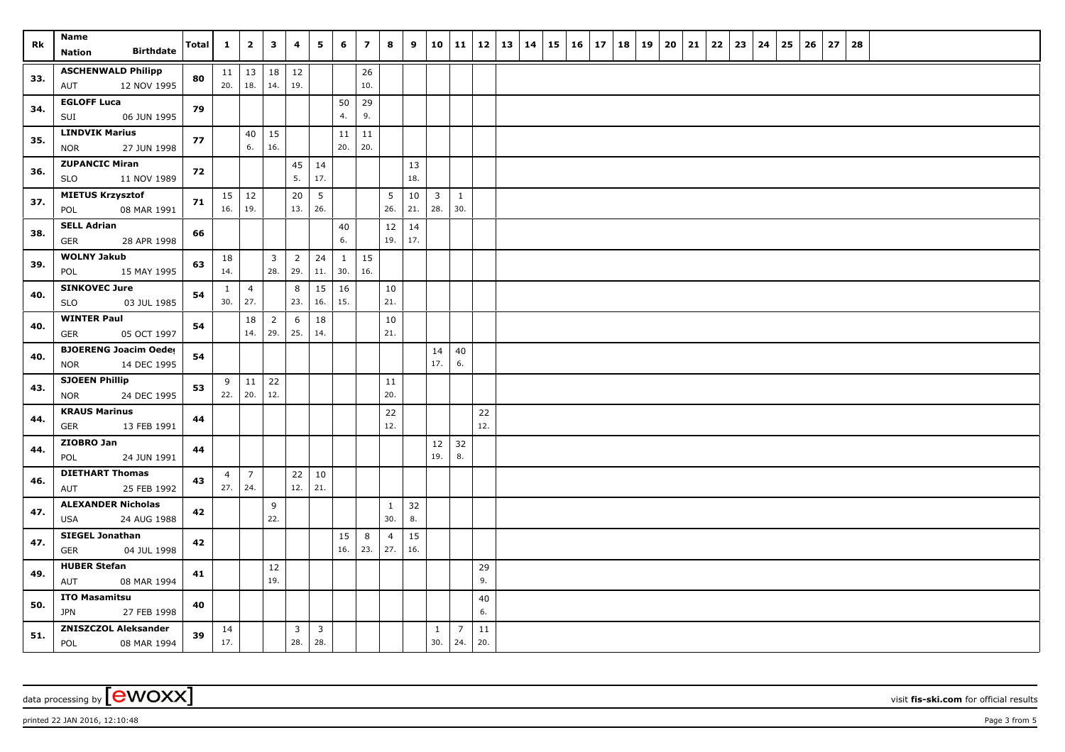| Rk | Name<br>Nation Birthdate | Total | 1 | 2 | 3 | 4 | 5 | 6 | 7 | 8 | 9 | 10 | 11 | 12 | 13 | 14 | 15 | 16 | 17 | 18 | 19 | 20 | 21 | 22 | 23 | 24 | 25 | 26 | 27 | 28 |
|---|---|---|---|---|---|---|---|---|---|---|---|---|---|---|---|---|---|---|---|---|---|---|---|---|---|---|---|---|---|---|
| 33. | ASCHENWALD Philipp<br>AUT 12 NOV 1995 | 80 | 11<br>20. | 13<br>18. | 18<br>14. | 12<br>19. | | | 26<br>10. | | | | | | | | | | | | | | | | | | | | | |
| 34. | EGLOFF Luca<br>SUI 06 JUN 1995 | 79 | | | | | | 50<br>4. | 29<br>9. | | | | | | | | | | | | | | | | | | | | | |
| 35. | LINDVIK Marius<br>NOR 27 JUN 1998 | 77 | | 40<br>6. | 15<br>16. | | | 11<br>20. | 11<br>20. | | | | | | | | | | | | | | | | | | | | | |
| 36. | ZUPANCIC Miran<br>SLO 11 NOV 1989 | 72 | | | | 45<br>5. | 14<br>17. | | | | 13<br>18. | | | | | | | | | | | | | | | | | | | |
| 37. | MIETUS Krzysztof<br>POL 08 MAR 1991 | 71 | 15<br>16. | 12<br>19. | | 20<br>13. | 5<br>26. | | | 5<br>26. | 10<br>21. | 3<br>28. | 1<br>30. | | | | | | | | | | | | | | | | | |
| 38. | SELL Adrian<br>GER 28 APR 1998 | 66 | | | | | | 40<br>6. | | 12<br>19. | 14<br>17. | | | | | | | | | | | | | | | | | | | |
| 39. | WOLNY Jakub<br>POL 15 MAY 1995 | 63 | 18<br>14. | | 3<br>28. | 2<br>29. | 24<br>11. | 1<br>30. | 15<br>16. | | | | | | | | | | | | | | | | | | | | | |
| 40. | SINKOVEC Jure<br>SLO 03 JUL 1985 | 54 | 1<br>30. | 4<br>27. | | 8<br>23. | 15<br>16. | 16<br>15. | | 10<br>21. | | | | | | | | | | | | | | | | | | | | |
| 40. | WINTER Paul<br>GER 05 OCT 1997 | 54 | | 18<br>14. | 2<br>29. | 6<br>25. | 18<br>14. | | | 10<br>21. | | | | | | | | | | | | | | | | | | | | |
| 40. | BJOERENG Joacim Oeder<br>NOR 14 DEC 1995 | 54 | | | | | | | | | | 14<br>17. | 40<br>6. | | | | | | | | | | | | | | | | | |
| 43. | SJOEEN Phillip<br>NOR 24 DEC 1995 | 53 | 9<br>22. | 11<br>20. | 22<br>12. | | | | | 11<br>20. | | | | | | | | | | | | | | | | | | | | |
| 44. | KRAUS Marinus<br>GER 13 FEB 1991 | 44 | | | | | | | | 22<br>12. | | | | 22<br>12. | | | | | | | | | | | | | | | | |
| 44. | ZIOBRO Jan<br>POL 24 JUN 1991 | 44 | | | | | | | | | | 12<br>19. | 32<br>8. | | | | | | | | | | | | | | | | | |
| 46. | DIETHART Thomas<br>AUT 25 FEB 1992 | 43 | 4<br>27. | 7<br>24. | | 22<br>12. | 10<br>21. | | | | | | | | | | | | | | | | | | | | | | | |
| 47. | ALEXANDER Nicholas<br>USA 24 AUG 1988 | 42 | | | 9<br>22. | | | | | 1<br>30. | 32<br>8. | | | | | | | | | | | | | | | | | | | |
| 47. | SIEGEL Jonathan<br>GER 04 JUL 1998 | 42 | | | | | | 15<br>16. | 8<br>23. | 4<br>27. | 15<br>16. | | | | | | | | | | | | | | | | | | | |
| 49. | HUBER Stefan<br>AUT 08 MAR 1994 | 41 | | | 12<br>19. | | | | | | | | | 29<br>9. | | | | | | | | | | | | | | | | |
| 50. | ITO Masamitsu<br>JPN 27 FEB 1998 | 40 | | | | | | | | | | | | 40<br>6. | | | | | | | | | | | | | | | | |
| 51. | ZNISZCZOL Aleksander<br>POL 08 MAR 1994 | 39 | 14<br>17. | | | 3<br>28. | 3<br>28. | | | | | 1<br>30. | 7<br>24. | 11<br>20. | | | | | | | | | | | | | | | | |

data processing by [ewoxx] visit fis-ski.com for official results

printed 22 JAN 2016, 12:10:48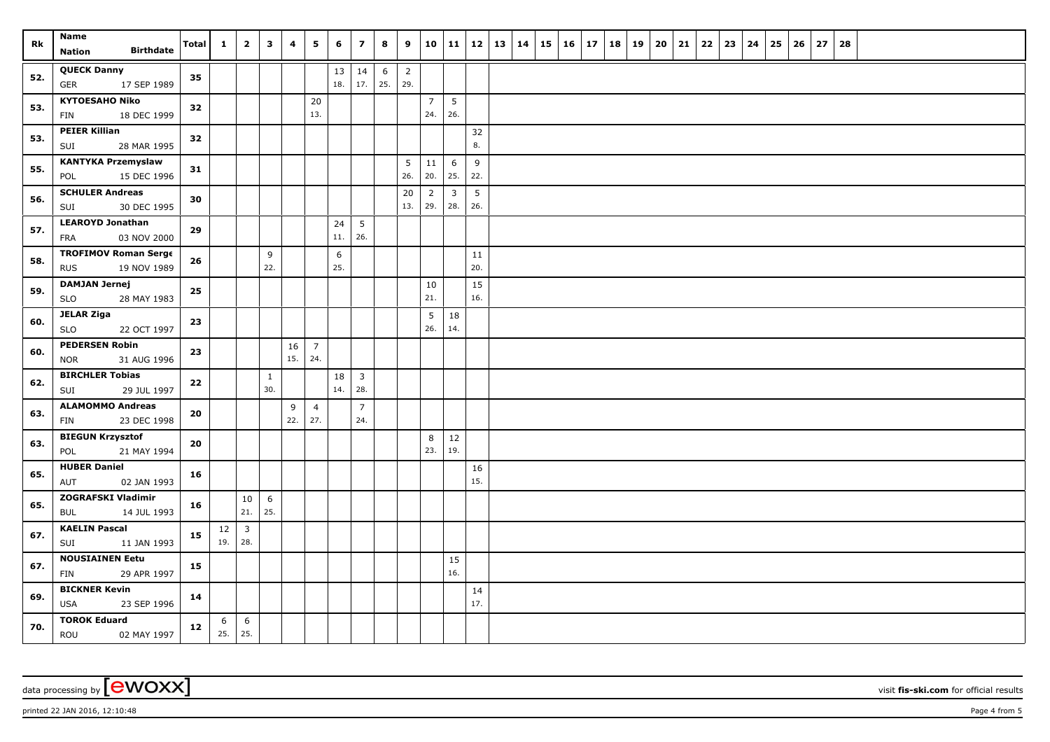| Rk | Name Nation Birthdate | Total | 1 | 2 | 3 | 4 | 5 | 6 | 7 | 8 | 9 | 10 | 11 | 12 | 13 | 14 | 15 | 16 | 17 | 18 | 19 | 20 | 21 | 22 | 23 | 24 | 25 | 26 | 27 | 28 |
|---|---|---|---|---|---|---|---|---|---|---|---|---|---|---|---|---|---|---|---|---|---|---|---|---|---|---|---|---|---|---|
| 52. | QUECK Danny GER 17 SEP 1989 | 35 | | | | | | 13 18. | 14 17. | 6 25. | 2 29. | | | | | | | | | | | | | | | | | | | |
| 53. | KYTOESAHO Niko FIN 18 DEC 1999 | 32 | | | | | 20 13. | | | | | 7 24. | 5 26. | | | | | | | | | | | | | | | | | |
| 53. | PEIER Killian SUI 28 MAR 1995 | 32 | | | | | | | | | | | | 32 8. | | | | | | | | | | | | | | | | |
| 55. | KANTYKA Przemyslaw POL 15 DEC 1996 | 31 | | | | | | | | | 5 26. | 11 20. | 6 25. | 9 22. | | | | | | | | | | | | | | | | |
| 56. | SCHULER Andreas SUI 30 DEC 1995 | 30 | | | | | | | | | 20 13. | 2 29. | 3 28. | 5 26. | | | | | | | | | | | | | | | | |
| 57. | LEAROYD Jonathan FRA 03 NOV 2000 | 29 | | | | | | 24 11. | 5 26. | | | | | | | | | | | | | | | | | | | | | |
| 58. | TROFIMOV Roman Serge RUS 19 NOV 1989 | 26 | | | 9 22. | | | 6 25. | | | | | | 11 20. | | | | | | | | | | | | | | | | |
| 59. | DAMJAN Jernej SLO 28 MAY 1983 | 25 | | | | | | | | | | 10 21. | | 15 16. | | | | | | | | | | | | | | | | |
| 60. | JELAR Ziga SLO 22 OCT 1997 | 23 | | | | | | | | | | 5 26. | 18 14. | | | | | | | | | | | | | | | | | |
| 60. | PEDERSEN Robin NOR 31 AUG 1996 | 23 | | | | 16 15. | 7 24. | | | | | | | | | | | | | | | | | | | | | | | |
| 62. | BIRCHLER Tobias SUI 29 JUL 1997 | 22 | | | 1 30. | | | 18 14. | 3 28. | | | | | | | | | | | | | | | | | | | | | |
| 63. | ALAMOMMO Andreas FIN 23 DEC 1998 | 20 | | | | 9 22. | 4 27. | | 7 24. | | | | | | | | | | | | | | | | | | | | | |
| 63. | BIEGUN Krzysztof POL 21 MAY 1994 | 20 | | | | | | | | | | 8 23. | 12 19. | | | | | | | | | | | | | | | | | |
| 65. | HUBER Daniel AUT 02 JAN 1993 | 16 | | | | | | | | | | | | 16 15. | | | | | | | | | | | | | | | | |
| 65. | ZOGRAFSKI Vladimir BUL 14 JUL 1993 | 16 | | 10 21. | 6 25. | | | | | | | | | | | | | | | | | | | | | | | | | |
| 67. | KAELIN Pascal SUI 11 JAN 1993 | 15 | 12 19. | 3 28. | | | | | | | | | | | | | | | | | | | | | | | | | | |
| 67. | NOUSIAINEN Eetu FIN 29 APR 1997 | 15 | | | | | | | | | | | 15 16. | | | | | | | | | | | | | | | | | |
| 69. | BICKNER Kevin USA 23 SEP 1996 | 14 | | | | | | | | | | | | 14 17. | | | | | | | | | | | | | | | | |
| 70. | TOROK Eduard ROU 02 MAY 1997 | 12 | 6 25. | 6 25. | | | | | | | | | | | | | | | | | | | | | | | | | | |

data processing by [ewoxx] visit **fis-ski.com** for official results

printed 22 JAN 2016, 12:10:48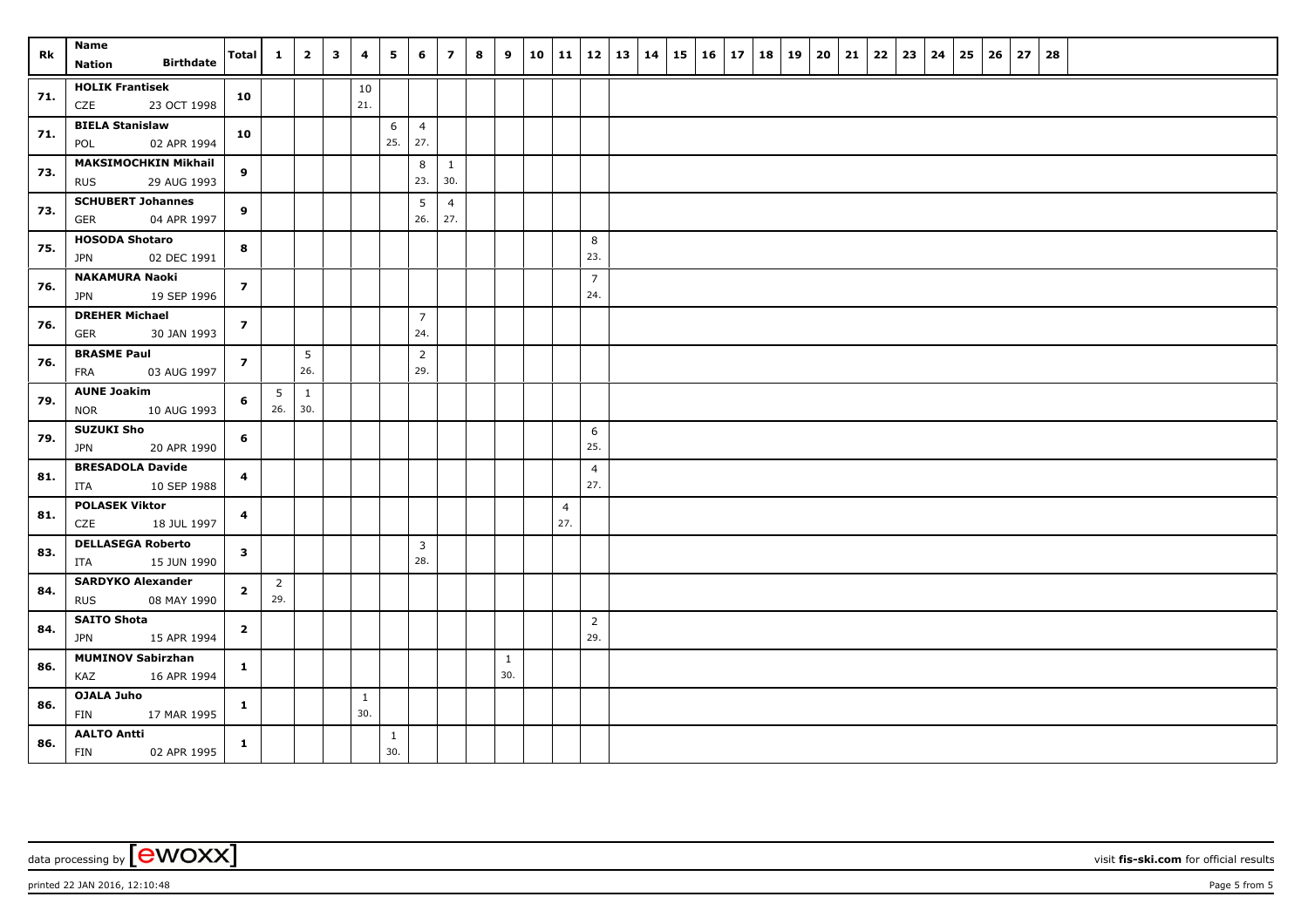| Rk | Name<br>Nation Birthdate | Total | 1 | 2 | 3 | 4 | 5 | 6 | 7 | 8 | 9 | 10 | 11 | 12 | 13 | 14 | 15 | 16 | 17 | 18 | 19 | 20 | 21 | 22 | 23 | 24 | 25 | 26 | 27 | 28 |
|---|---|---|---|---|---|---|---|---|---|---|---|---|---|---|---|---|---|---|---|---|---|---|---|---|---|---|---|---|---|---|
| 71. | HOLIK Frantisek<br>CZE 23 OCT 1998 | 10 | | | | 10<br>21. | | | | | | | | | | | | | | | | | | | | | | | | |
| 71. | BIELA Stanislaw<br>POL 02 APR 1994 | 10 | | | | | 6<br>25. | 4<br>27. | | | | | | | | | | | | | | | | | | | | | | |
| 73. | MAKSIMOCHKIN Mikhail<br>RUS 29 AUG 1993 | 9 | | | | | | 8<br>23. | 1<br>30. | | | | | | | | | | | | | | | | | | | | | |
| 73. | SCHUBERT Johannes<br>GER 04 APR 1997 | 9 | | | | | | 5<br>26. | 4<br>27. | | | | | | | | | | | | | | | | | | | | | |
| 75. | HOSODA Shotaro<br>JPN 02 DEC 1991 | 8 | | | | | | | | | | | | 8<br>23. | | | | | | | | | | | | | | | | |
| 76. | NAKAMURA Naoki<br>JPN 19 SEP 1996 | 7 | | | | | | | | | | | | 7<br>24. | | | | | | | | | | | | | | | | |
| 76. | DREHER Michael<br>GER 30 JAN 1993 | 7 | | | | | | 7<br>24. | | | | | | | | | | | | | | | | | | | | | | |
| 76. | BRASME Paul<br>FRA 03 AUG 1997 | 7 | | 5<br>26. | | | | 2<br>29. | | | | | | | | | | | | | | | | | | | | | | |
| 79. | AUNE Joakim<br>NOR 10 AUG 1993 | 6 | 5<br>26. | 1<br>30. | | | | | | | | | | | | | | | | | | | | | | | | | | |
| 79. | SUZUKI Sho<br>JPN 20 APR 1990 | 6 | | | | | | | | | | | | 6<br>25. | | | | | | | | | | | | | | | | |
| 81. | BRESADOLA Davide<br>ITA 10 SEP 1988 | 4 | | | | | | | | | | | | 4<br>27. | | | | | | | | | | | | | | | | |
| 81. | POLASEK Viktor<br>CZE 18 JUL 1997 | 4 | | | | | | | | | | | 4<br>27. | | | | | | | | | | | | | | | | | |
| 83. | DELLASEGA Roberto<br>ITA 15 JUN 1990 | 3 | | | | | | 3<br>28. | | | | | | | | | | | | | | | | | | | | | | |
| 84. | SARDYKO Alexander<br>RUS 08 MAY 1990 | 2 | 2<br>29. | | | | | | | | | | | | | | | | | | | | | | | | | | | |
| 84. | SAITO Shota<br>JPN 15 APR 1994 | 2 | | | | | | | | | | | | 2<br>29. | | | | | | | | | | | | | | | | |
| 86. | MUMINOV Sabirzhan<br>KAZ 16 APR 1994 | 1 | | | | | | | | | 1<br>30. | | | | | | | | | | | | | | | | | | | |
| 86. | OJALA Juho<br>FIN 17 MAR 1995 | 1 | | | | 1<br>30. | | | | | | | | | | | | | | | | | | | | | | | | |
| 86. | AALTO Antti<br>FIN 02 APR 1995 | 1 | | | | | 1<br>30. | | | | | | | | | | | | | | | | | | | | | | | |

data processing by [ewoxx]

visit fis-ski.com for official results

printed 22 JAN 2016, 12:10:48